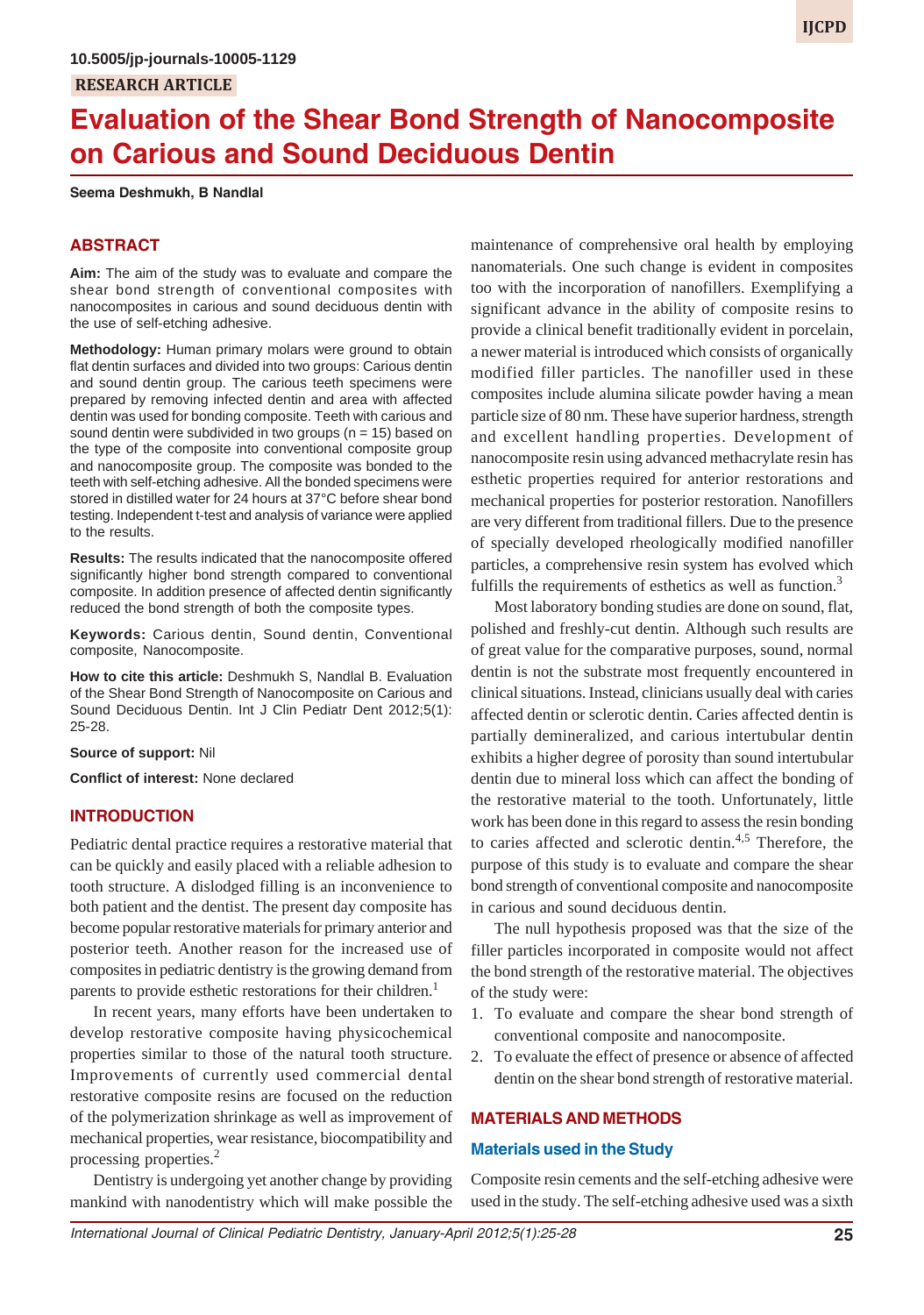10.5005/jp-journals-10005-1129

RESEARCH ARTICLE

# Evaluation of the Shear Bond Strength of Nanocomposite on Carious and Sound Deciduous Dentin

**Seema Deshmukh, B Nandlal**

## ABSTRACT

**Aim:** The aim of the study was to evaluate and compare the shear bond strength of conventional composites with nanocomposites in carious and sound deciduous dentin with the use of self-etching adhesive.

**Methodology:** Human primary molars were ground to obtain flat dentin surfaces and divided into two groups: Carious dentin and sound dentin group. The carious teeth specimens were prepared by removing infected dentin and area with affected dentin was used for bonding composite. Teeth with carious and sound dentin were subdivided in two groups (n = 15) based on the type of the composite into conventional composite group and nanocomposite group. The composite was bonded to the teeth with self-etching adhesive. All the bonded specimens were stored in distilled water for 24 hours at 37°C before shear bond testing. Independent t-test and analysis of variance were applied to the results.

**Results:** The results indicated that the nanocomposite offered significantly higher bond strength compared to conventional composite. In addition presence of affected dentin significantly reduced the bond strength of both the composite types.

**Keywords:** Carious dentin, Sound dentin, Conventional composite, Nanocomposite.

**How to cite this article:** Deshmukh S, Nandlal B. Evaluation of the Shear Bond Strength of Nanocomposite on Carious and Sound Deciduous Dentin. Int J Clin Pediatr Dent 2012;5(1): 25-28.

**Source of support:** Nil

**Conflict of interest:** None declared

## INTRODUCTION

Pediatric dental practice requires a restorative material that can be quickly and easily placed with a reliable adhesion to tooth structure. A dislodged filling is an inconvenience to both patient and the dentist. The present day composite has become popular restorative materials for primary anterior and posterior teeth. Another reason for the increased use of composites in pediatric dentistry is the growing demand from parents to provide esthetic restorations for their children.[1]

In recent years, many efforts have been undertaken to develop restorative composite having physicochemical properties similar to those of the natural tooth structure. Improvements of currently used commercial dental restorative composite resins are focused on the reduction of the polymerization shrinkage as well as improvement of mechanical properties, wear resistance, biocompatibility and processing properties.[2]

Dentistry is undergoing yet another change by providing mankind with nanodentistry which will make possible the maintenance of comprehensive oral health by employing nanomaterials. One such change is evident in composites too with the incorporation of nanofillers. Exemplifying a significant advance in the ability of composite resins to provide a clinical benefit traditionally evident in porcelain, a newer material is introduced which consists of organically modified filler particles. The nanofiller used in these composites include alumina silicate powder having a mean particle size of 80 nm. These have superior hardness, strength and excellent handling properties. Development of nanocomposite resin using advanced methacrylate resin has esthetic properties required for anterior restorations and mechanical properties for posterior restoration. Nanofillers are very different from traditional fillers. Due to the presence of specially developed rheologically modified nanofiller particles, a comprehensive resin system has evolved which fulfills the requirements of esthetics as well as function.[3]

Most laboratory bonding studies are done on sound, flat, polished and freshly-cut dentin. Although such results are of great value for the comparative purposes, sound, normal dentin is not the substrate most frequently encountered in clinical situations. Instead, clinicians usually deal with caries affected dentin or sclerotic dentin. Caries affected dentin is partially demineralized, and carious intertubular dentin exhibits a higher degree of porosity than sound intertubular dentin due to mineral loss which can affect the bonding of the restorative material to the tooth. Unfortunately, little work has been done in this regard to assess the resin bonding to caries affected and sclerotic dentin.[4,5] Therefore, the purpose of this study is to evaluate and compare the shear bond strength of conventional composite and nanocomposite in carious and sound deciduous dentin.

The null hypothesis proposed was that the size of the filler particles incorporated in composite would not affect the bond strength of the restorative material. The objectives of the study were:

1. To evaluate and compare the shear bond strength of conventional composite and nanocomposite.
2. To evaluate the effect of presence or absence of affected dentin on the shear bond strength of restorative material.

## MATERIALS AND METHODS

### Materials used in the Study

Composite resin cements and the self-etching adhesive were used in the study. The self-etching adhesive used was a sixth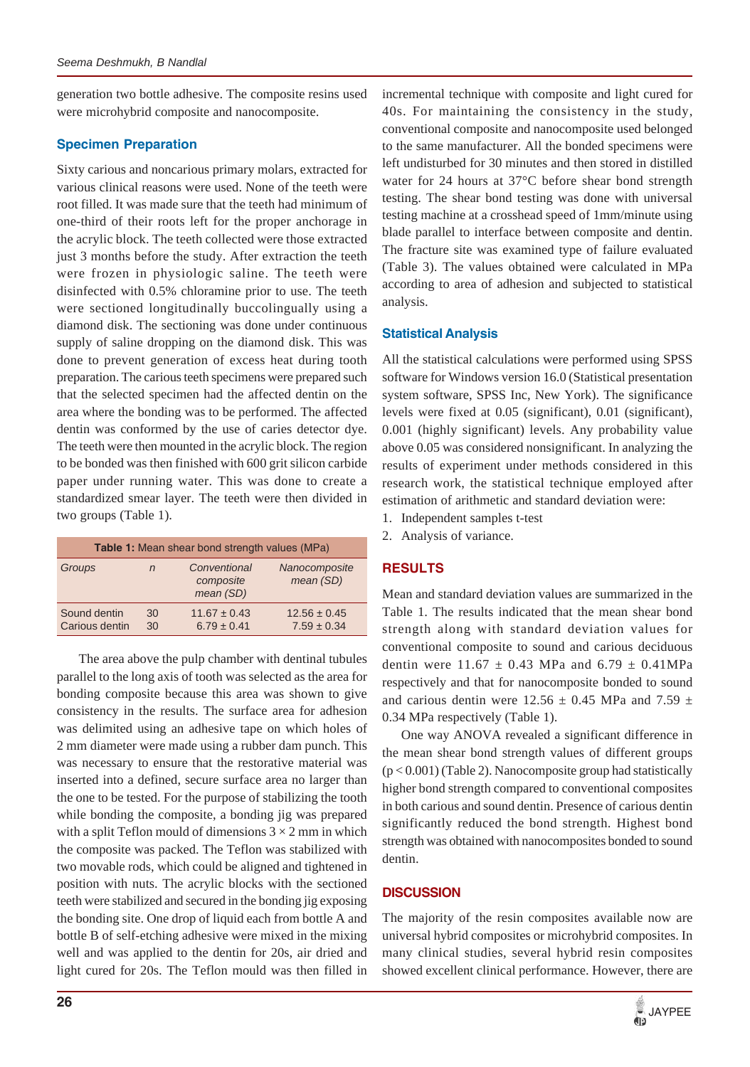generation two bottle adhesive. The composite resins used were microhybrid composite and nanocomposite.

## Specimen Preparation

Sixty carious and noncarious primary molars, extracted for various clinical reasons were used. None of the teeth were root filled. It was made sure that the teeth had minimum of one-third of their roots left for the proper anchorage in the acrylic block. The teeth collected were those extracted just 3 months before the study. After extraction the teeth were frozen in physiologic saline. The teeth were disinfected with 0.5% chloramine prior to use. The teeth were sectioned longitudinally buccolingually using a diamond disk. The sectioning was done under continuous supply of saline dropping on the diamond disk. This was done to prevent generation of excess heat during tooth preparation. The carious teeth specimens were prepared such that the selected specimen had the affected dentin on the area where the bonding was to be performed. The affected dentin was conformed by the use of caries detector dye. The teeth were then mounted in the acrylic block. The region to be bonded was then finished with 600 grit silicon carbide paper under running water. This was done to create a standardized smear layer. The teeth were then divided in two groups (Table 1).

**Table 1:** Mean shear bond strength values (MPa)

| *Groups* | *n* | *Conventional composite mean (SD)* | *Nanocomposite mean (SD)* |
|---|---|---|---|
| Sound dentin | 30 | 11.67 ± 0.43 | 12.56 ± 0.45 |
| Carious dentin | 30 | 6.79 ± 0.41 | 7.59 ± 0.34 |

The area above the pulp chamber with dentinal tubules parallel to the long axis of tooth was selected as the area for bonding composite because this area was shown to give consistency in the results. The surface area for adhesion was delimited using an adhesive tape on which holes of 2 mm diameter were made using a rubber dam punch. This was necessary to ensure that the restorative material was inserted into a defined, secure surface area no larger than the one to be tested. For the purpose of stabilizing the tooth while bonding the composite, a bonding jig was prepared with a split Teflon mould of dimensions 3 × 2 mm in which the composite was packed. The Teflon was stabilized with two movable rods, which could be aligned and tightened in position with nuts. The acrylic blocks with the sectioned teeth were stabilized and secured in the bonding jig exposing the bonding site. One drop of liquid each from bottle A and bottle B of self-etching adhesive were mixed in the mixing well and was applied to the dentin for 20s, air dried and light cured for 20s. The Teflon mould was then filled in incremental technique with composite and light cured for 40s. For maintaining the consistency in the study, conventional composite and nanocomposite used belonged to the same manufacturer. All the bonded specimens were left undisturbed for 30 minutes and then stored in distilled water for 24 hours at 37°C before shear bond strength testing. The shear bond testing was done with universal testing machine at a crosshead speed of 1mm/minute using blade parallel to interface between composite and dentin. The fracture site was examined type of failure evaluated (Table 3). The values obtained were calculated in MPa according to area of adhesion and subjected to statistical analysis.

## Statistical Analysis

All the statistical calculations were performed using SPSS software for Windows version 16.0 (Statistical presentation system software, SPSS Inc, New York). The significance levels were fixed at 0.05 (significant), 0.01 (significant), 0.001 (highly significant) levels. Any probability value above 0.05 was considered nonsignificant. In analyzing the results of experiment under methods considered in this research work, the statistical technique employed after estimation of arithmetic and standard deviation were:

1. Independent samples t-test
2. Analysis of variance.

# RESULTS

Mean and standard deviation values are summarized in the Table 1. The results indicated that the mean shear bond strength along with standard deviation values for conventional composite to sound and carious deciduous dentin were 11.67 ± 0.43 MPa and 6.79 ± 0.41MPa respectively and that for nanocomposite bonded to sound and carious dentin were 12.56 ± 0.45 MPa and 7.59 ± 0.34 MPa respectively (Table 1).

One way ANOVA revealed a significant difference in the mean shear bond strength values of different groups ($p < 0.001$) (Table 2). Nanocomposite group had statistically higher bond strength compared to conventional composites in both carious and sound dentin. Presence of carious dentin significantly reduced the bond strength. Highest bond strength was obtained with nanocomposites bonded to sound dentin.

# DISCUSSION

The majority of the resin composites available now are universal hybrid composites or microhybrid composites. In many clinical studies, several hybrid resin composites showed excellent clinical performance. However, there are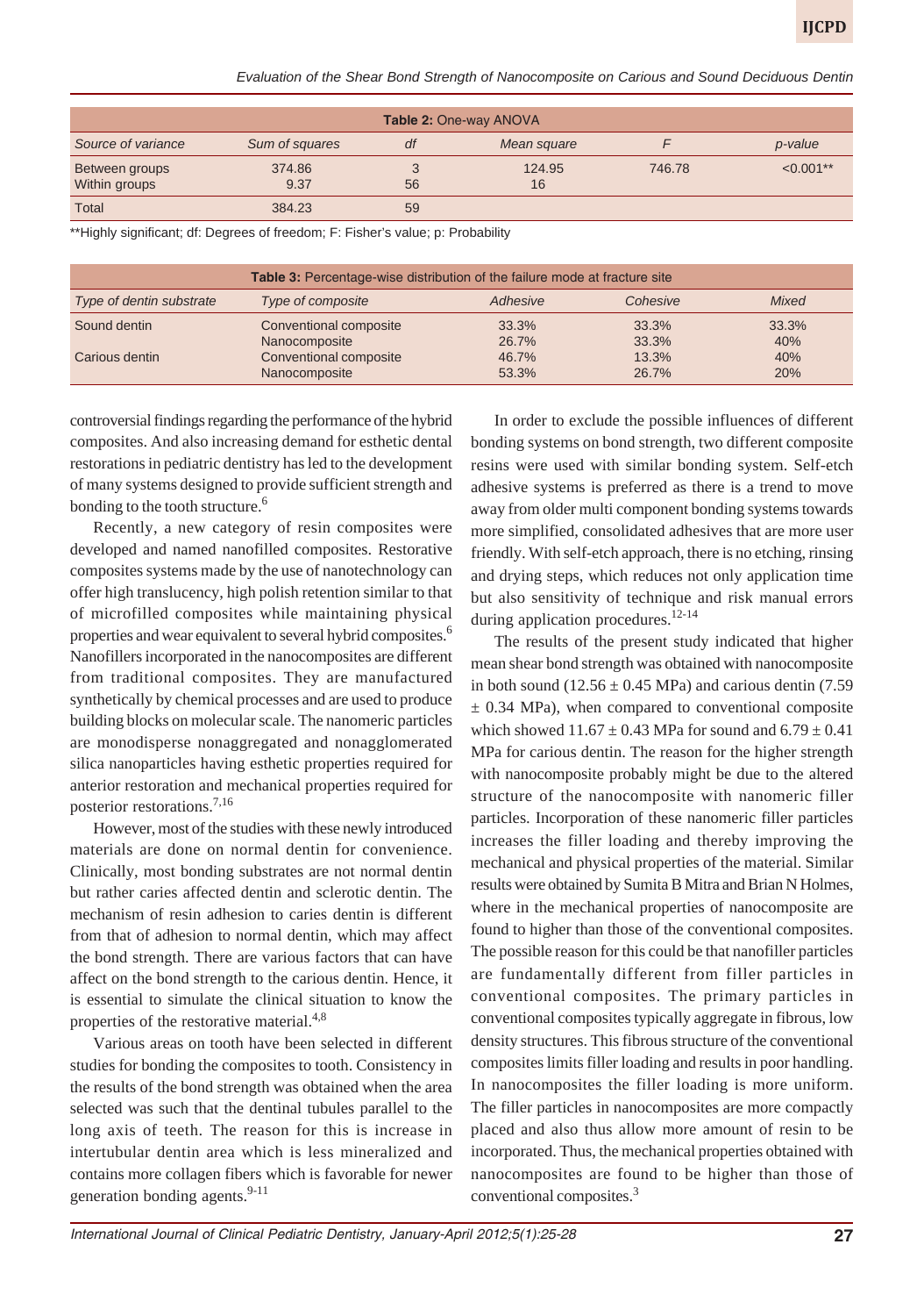**Table 2:** One-way ANOVA

| Source of variance | Sum of squares | df | Mean square | F | p-value |
|---|---|---|---|---|---|
| Between groups | 374.86 | 3 | 124.95 | 746.78 | <0.001** |
| Within groups | 9.37 | 56 | 16 | | |
| Total | 384.23 | 59 | | | |

**Highly significant; df: Degrees of freedom; F: Fisher's value; p: Probability

**Table 3:** Percentage-wise distribution of the failure mode at fracture site

| Type of dentin substrate | Type of composite | Adhesive | Cohesive | Mixed |
|---|---|---|---|---|
| Sound dentin | Conventional composite | 33.3% | 33.3% | 33.3% |
| | Nanocomposite | 26.7% | 33.3% | 40% |
| Carious dentin | Conventional composite | 46.7% | 13.3% | 40% |
| | Nanocomposite | 53.3% | 26.7% | 20% |

controversial findings regarding the performance of the hybrid composites. And also increasing demand for esthetic dental restorations in pediatric dentistry has led to the development of many systems designed to provide sufficient strength and bonding to the tooth structure.[6]

Recently, a new category of resin composites were developed and named nanofilled composites. Restorative composites systems made by the use of nanotechnology can offer high translucency, high polish retention similar to that of microfilled composites while maintaining physical properties and wear equivalent to several hybrid composites.[6] Nanofillers incorporated in the nanocomposites are different from traditional composites. They are manufactured synthetically by chemical processes and are used to produce building blocks on molecular scale. The nanomeric particles are monodisperse nonaggregated and nonagglomerated silica nanoparticles having esthetic properties required for anterior restoration and mechanical properties required for posterior restorations.[7,16]

However, most of the studies with these newly introduced materials are done on normal dentin for convenience. Clinically, most bonding substrates are not normal dentin but rather caries affected dentin and sclerotic dentin. The mechanism of resin adhesion to caries dentin is different from that of adhesion to normal dentin, which may affect the bond strength. There are various factors that can have affect on the bond strength to the carious dentin. Hence, it is essential to simulate the clinical situation to know the properties of the restorative material.[4,8]

Various areas on tooth have been selected in different studies for bonding the composites to tooth. Consistency in the results of the bond strength was obtained when the area selected was such that the dentinal tubules parallel to the long axis of teeth. The reason for this is increase in intertubular dentin area which is less mineralized and contains more collagen fibers which is favorable for newer generation bonding agents.[9-11]

In order to exclude the possible influences of different bonding systems on bond strength, two different composite resins were used with similar bonding system. Self-etch adhesive systems is preferred as there is a trend to move away from older multi component bonding systems towards more simplified, consolidated adhesives that are more user friendly. With self-etch approach, there is no etching, rinsing and drying steps, which reduces not only application time but also sensitivity of technique and risk manual errors during application procedures.[12-14]

The results of the present study indicated that higher mean shear bond strength was obtained with nanocomposite in both sound ($12.56 \pm 0.45$ MPa) and carious dentin ($7.59 \pm 0.34$ MPa), when compared to conventional composite which showed $11.67 \pm 0.43$ MPa for sound and $6.79 \pm 0.41$ MPa for carious dentin. The reason for the higher strength with nanocomposite probably might be due to the altered structure of the nanocomposite with nanomeric filler particles. Incorporation of these nanomeric filler particles increases the filler loading and thereby improving the mechanical and physical properties of the material. Similar results were obtained by Sumita B Mitra and Brian N Holmes, where in the mechanical properties of nanocomposite are found to higher than those of the conventional composites. The possible reason for this could be that nanofiller particles are fundamentally different from filler particles in conventional composites. The primary particles in conventional composites typically aggregate in fibrous, low density structures. This fibrous structure of the conventional composites limits filler loading and results in poor handling. In nanocomposites the filler loading is more uniform. The filler particles in nanocomposites are more compactly placed and also thus allow more amount of resin to be incorporated. Thus, the mechanical properties obtained with nanocomposites are found to be higher than those of conventional composites.[3]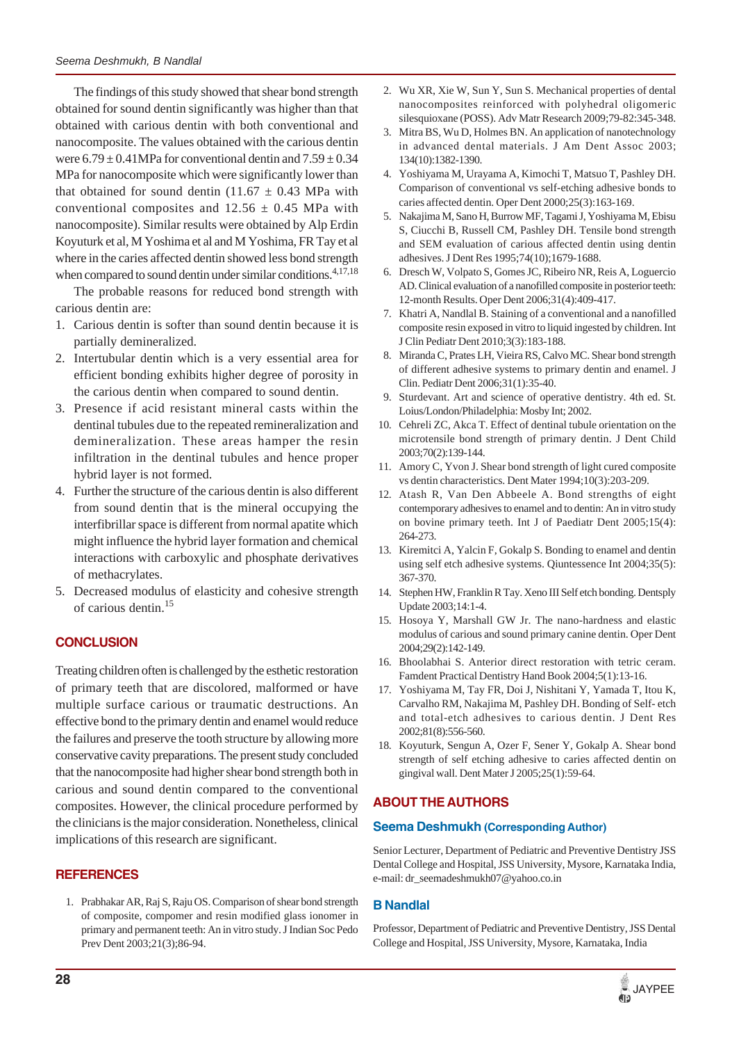The findings of this study showed that shear bond strength obtained for sound dentin significantly was higher than that obtained with carious dentin with both conventional and nanocomposite. The values obtained with the carious dentin were $6.79 \pm 0.41$MPa for conventional dentin and $7.59 \pm 0.34$ MPa for nanocomposite which were significantly lower than that obtained for sound dentin ($11.67 \pm 0.43$ MPa with conventional composites and $12.56 \pm 0.45$ MPa with nanocomposite). Similar results were obtained by Alp Erdin Koyuturk et al, M Yoshima et al and M Yoshima, FR Tay et al where in the caries affected dentin showed less bond strength when compared to sound dentin under similar conditions.[4,17,18]

The probable reasons for reduced bond strength with carious dentin are:

1. Carious dentin is softer than sound dentin because it is partially demineralized.
2. Intertubular dentin which is a very essential area for efficient bonding exhibits higher degree of porosity in the carious dentin when compared to sound dentin.
3. Presence if acid resistant mineral casts within the dentinal tubules due to the repeated remineralization and demineralization. These areas hamper the resin infiltration in the dentinal tubules and hence proper hybrid layer is not formed.
4. Further the structure of the carious dentin is also different from sound dentin that is the mineral occupying the interfibrillar space is different from normal apatite which might influence the hybrid layer formation and chemical interactions with carboxylic and phosphate derivatives of methacrylates.
5. Decreased modulus of elasticity and cohesive strength of carious dentin.[15]

## CONCLUSION

Treating children often is challenged by the esthetic restoration of primary teeth that are discolored, malformed or have multiple surface carious or traumatic destructions. An effective bond to the primary dentin and enamel would reduce the failures and preserve the tooth structure by allowing more conservative cavity preparations. The present study concluded that the nanocomposite had higher shear bond strength both in carious and sound dentin compared to the conventional composites. However, the clinical procedure performed by the clinicians is the major consideration. Nonetheless, clinical implications of this research are significant.

## REFERENCES

1. Prabhakar AR, Raj S, Raju OS. Comparison of shear bond strength of composite, compomer and resin modified glass ionomer in primary and permanent teeth: An in vitro study. J Indian Soc Pedo Prev Dent 2003;21(3);86-94.
2. Wu XR, Xie W, Sun Y, Sun S. Mechanical properties of dental nanocomposites reinforced with polyhedral oligomeric silesquioxane (POSS). Adv Matr Research 2009;79-82:345-348.
3. Mitra BS, Wu D, Holmes BN. An application of nanotechnology in advanced dental materials. J Am Dent Assoc 2003; 134(10):1382-1390.
4. Yoshiyama M, Urayama A, Kimochi T, Matsuo T, Pashley DH. Comparison of conventional vs self-etching adhesive bonds to caries affected dentin. Oper Dent 2000;25(3):163-169.
5. Nakajima M, Sano H, Burrow MF, Tagami J, Yoshiyama M, Ebisu S, Ciucchi B, Russell CM, Pashley DH. Tensile bond strength and SEM evaluation of carious affected dentin using dentin adhesives. J Dent Res 1995;74(10);1679-1688.
6. Dresch W, Volpato S, Gomes JC, Ribeiro NR, Reis A, Loguercio AD. Clinical evaluation of a nanofilled composite in posterior teeth: 12-month Results. Oper Dent 2006;31(4):409-417.
7. Khatri A, Nandlal B. Staining of a conventional and a nanofilled composite resin exposed in vitro to liquid ingested by children. Int J Clin Pediatr Dent 2010;3(3):183-188.
8. Miranda C, Prates LH, Vieira RS, Calvo MC. Shear bond strength of different adhesive systems to primary dentin and enamel. J Clin. Pediatr Dent 2006;31(1):35-40.
9. Sturdevant. Art and science of operative dentistry. 4th ed. St. Loius/London/Philadelphia: Mosby Int; 2002.
10. Cehreli ZC, Akca T. Effect of dentinal tubule orientation on the microtensile bond strength of primary dentin. J Dent Child 2003;70(2):139-144.
11. Amory C, Yvon J. Shear bond strength of light cured composite vs dentin characteristics. Dent Mater 1994;10(3):203-209.
12. Atash R, Van Den Abbeele A. Bond strengths of eight contemporary adhesives to enamel and to dentin: An in vitro study on bovine primary teeth. Int J of Paediatr Dent 2005;15(4): 264-273.
13. Kiremitci A, Yalcin F, Gokalp S. Bonding to enamel and dentin using self etch adhesive systems. Qiuntessence Int 2004;35(5): 367-370.
14. Stephen HW, Franklin R Tay. Xeno III Self etch bonding. Dentsply Update 2003;14:1-4.
15. Hosoya Y, Marshall GW Jr. The nano-hardness and elastic modulus of carious and sound primary canine dentin. Oper Dent 2004;29(2):142-149.
16. Bhoolabhai S. Anterior direct restoration with tetric ceram. Famdent Practical Dentistry Hand Book 2004;5(1):13-16.
17. Yoshiyama M, Tay FR, Doi J, Nishitani Y, Yamada T, Itou K, Carvalho RM, Nakajima M, Pashley DH. Bonding of Self- etch and total-etch adhesives to carious dentin. J Dent Res 2002;81(8):556-560.
18. Koyuturk, Sengun A, Ozer F, Sener Y, Gokalp A. Shear bond strength of self etching adhesive to caries affected dentin on gingival wall. Dent Mater J 2005;25(1):59-64.

## ABOUT THE AUTHORS

### Seema Deshmukh (Corresponding Author)

Senior Lecturer, Department of Pediatric and Preventive Dentistry JSS Dental College and Hospital, JSS University, Mysore, Karnataka India, e-mail: dr_seemadeshmukh07@yahoo.co.in

### B Nandlal

Professor, Department of Pediatric and Preventive Dentistry, JSS Dental College and Hospital, JSS University, Mysore, Karnataka, India